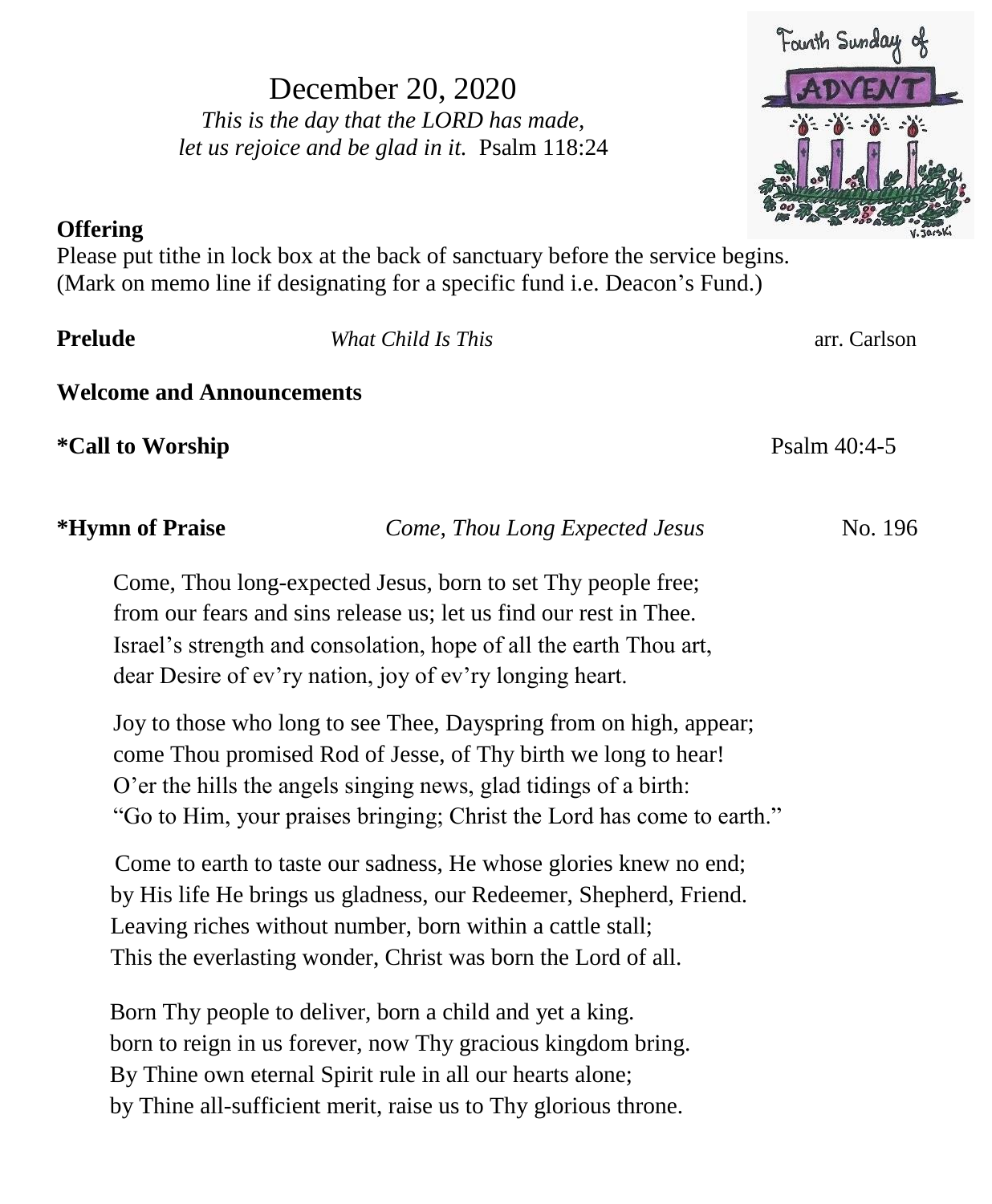# December 20, 2020

*This is the day that the LORD has made,*
*let us rejoice and be glad in it.* Psalm 118:24

**Offering**
Please put tithe in lock box at the back of sanctuary before the service begins.
(Mark on memo line if designating for a specific fund i.e. Deacon's Fund.)

**Prelude** *What Child Is This* arr. Carlson

**Welcome and Announcements**

**\*Call to Worship** Psalm 40:4-5

**\*Hymn of Praise** *Come, Thou Long Expected Jesus* No. 196

Come, Thou long-expected Jesus, born to set Thy people free;
from our fears and sins release us; let us find our rest in Thee.
Israel's strength and consolation, hope of all the earth Thou art,
dear Desire of ev'ry nation, joy of ev'ry longing heart.

Joy to those who long to see Thee, Dayspring from on high, appear;
come Thou promised Rod of Jesse, of Thy birth we long to hear!
O'er the hills the angels singing news, glad tidings of a birth:
"Go to Him, your praises bringing; Christ the Lord has come to earth."

Come to earth to taste our sadness, He whose glories knew no end;
by His life He brings us gladness, our Redeemer, Shepherd, Friend.
Leaving riches without number, born within a cattle stall;
This the everlasting wonder, Christ was born the Lord of all.

Born Thy people to deliver, born a child and yet a king.
born to reign in us forever, now Thy gracious kingdom bring.
By Thine own eternal Spirit rule in all our hearts alone;
by Thine all-sufficient merit, raise us to Thy glorious throne.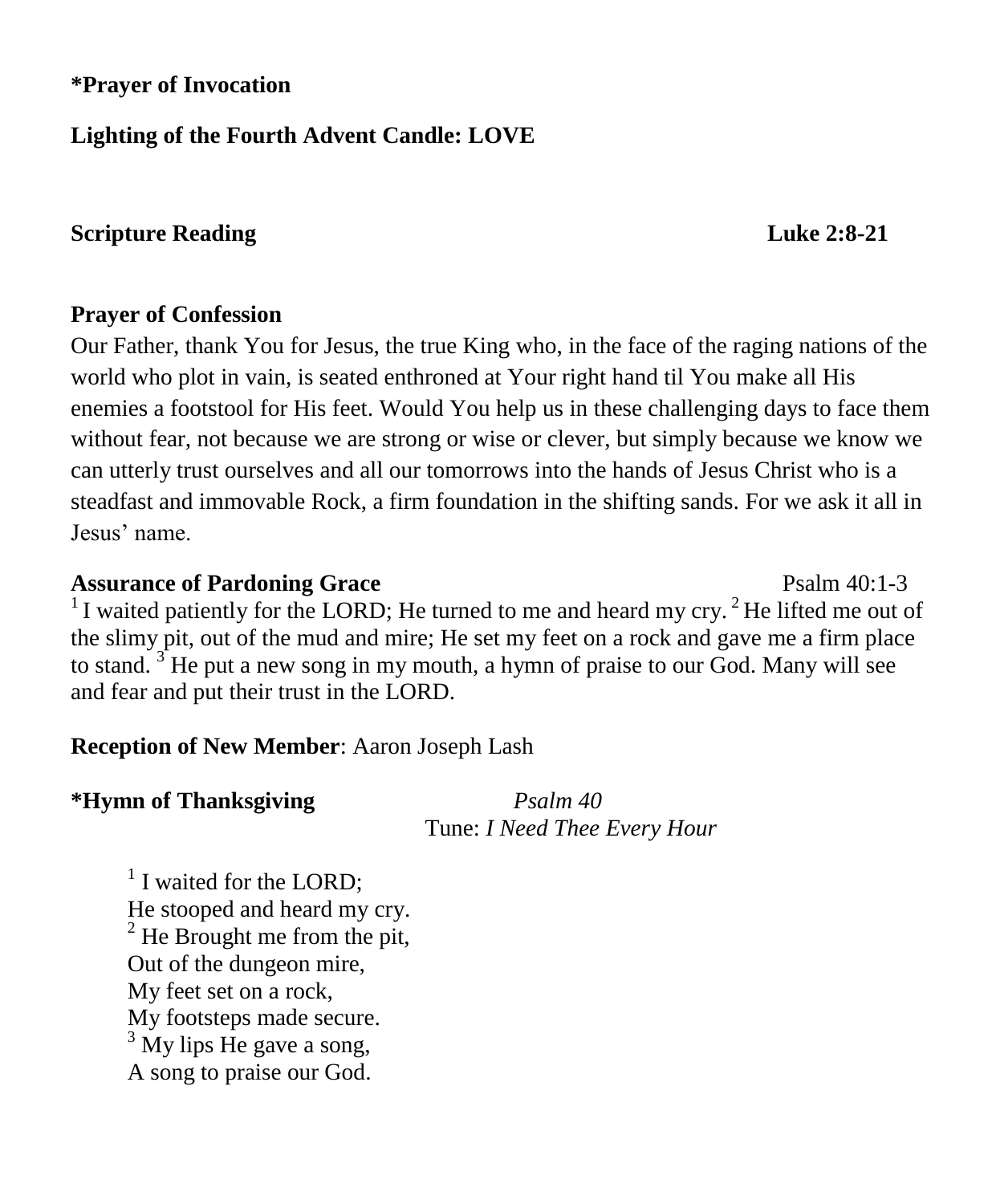**\*Prayer of Invocation**

**Lighting of the Fourth Advent Candle: LOVE**

**Scripture Reading** **Luke 2:8-21**

**Prayer of Confession**

Our Father, thank You for Jesus, the true King who, in the face of the raging nations of the world who plot in vain, is seated enthroned at Your right hand til You make all His enemies a footstool for His feet. Would You help us in these challenging days to face them without fear, not because we are strong or wise or clever, but simply because we know we can utterly trust ourselves and all our tomorrows into the hands of Jesus Christ who is a steadfast and immovable Rock, a firm foundation in the shifting sands. For we ask it all in Jesus' name.

**Assurance of Pardoning Grace** Psalm 40:1-3

[1] I waited patiently for the LORD; He turned to me and heard my cry. [2] He lifted me out of the slimy pit, out of the mud and mire; He set my feet on a rock and gave me a firm place to stand. [3] He put a new song in my mouth, a hymn of praise to our God. Many will see and fear and put their trust in the LORD.

**Reception of New Member**: Aaron Joseph Lash

**\*Hymn of Thanksgiving** *Psalm 40*

Tune: *I Need Thee Every Hour*

[1] I waited for the LORD;
He stooped and heard my cry.
[2] He Brought me from the pit,
Out of the dungeon mire,
My feet set on a rock,
My footsteps made secure.
[3] My lips He gave a song,
A song to praise our God.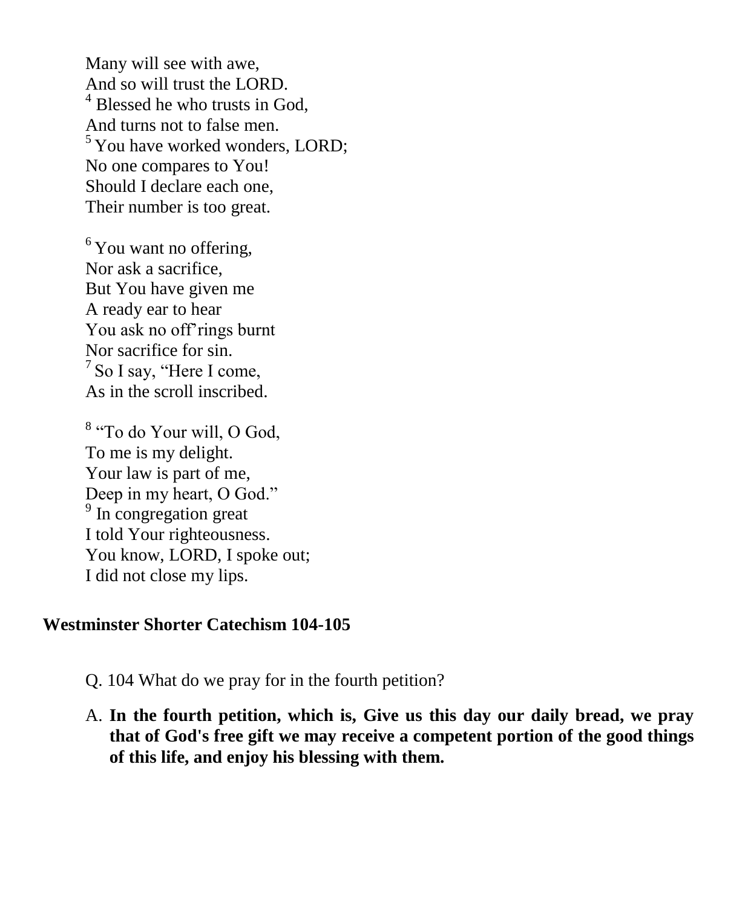Many will see with awe,  
And so will trust the LORD.  
[4] Blessed he who trusts in God,  
And turns not to false men.  
[5] You have worked wonders, LORD;  
No one compares to You!  
Should I declare each one,  
Their number is too great.

[6] You want no offering,  
Nor ask a sacrifice,  
But You have given me  
A ready ear to hear  
You ask no off'rings burnt  
Nor sacrifice for sin.  
[7] So I say, "Here I come,  
As in the scroll inscribed.

[8] "To do Your will, O God,  
To me is my delight.  
Your law is part of me,  
Deep in my heart, O God."  
[9] In congregation great  
I told Your righteousness.  
You know, LORD, I spoke out;  
I did not close my lips.

## Westminster Shorter Catechism 104-105

Q. 104 What do we pray for in the fourth petition?

A. **In the fourth petition, which is, Give us this day our daily bread, we pray that of God's free gift we may receive a competent portion of the good things of this life, and enjoy his blessing with them.**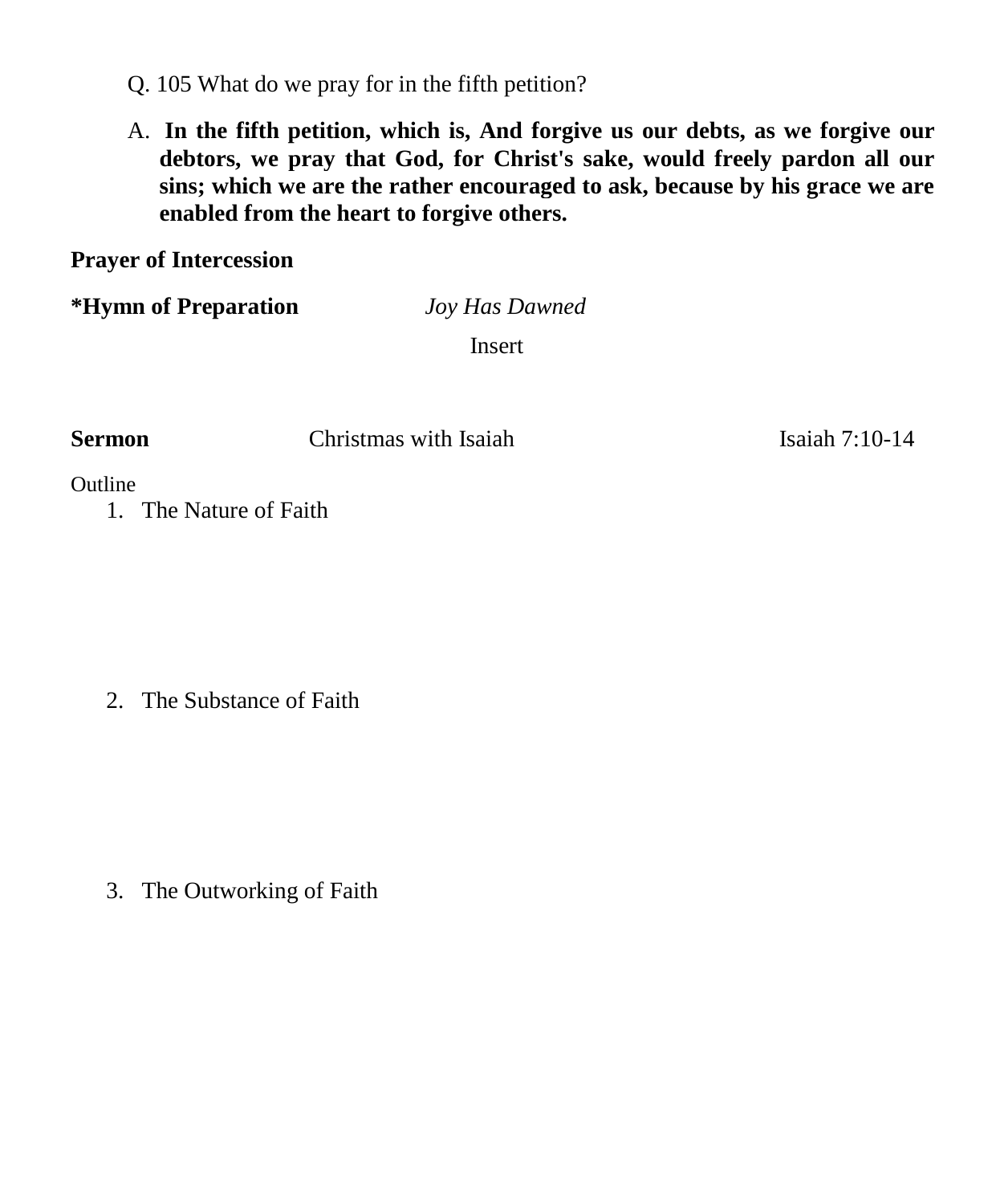Q. 105 What do we pray for in the fifth petition?

A. **In the fifth petition, which is, And forgive us our debts, as we forgive our debtors, we pray that God, for Christ's sake, would freely pardon all our sins; which we are the rather encouraged to ask, because by his grace we are enabled from the heart to forgive others.**

**Prayer of Intercession**

**\*Hymn of Preparation** *Joy Has Dawned*

Insert

**Sermon** Christmas with Isaiah Isaiah 7:10-14

Outline

1. The Nature of Faith

2. The Substance of Faith

3. The Outworking of Faith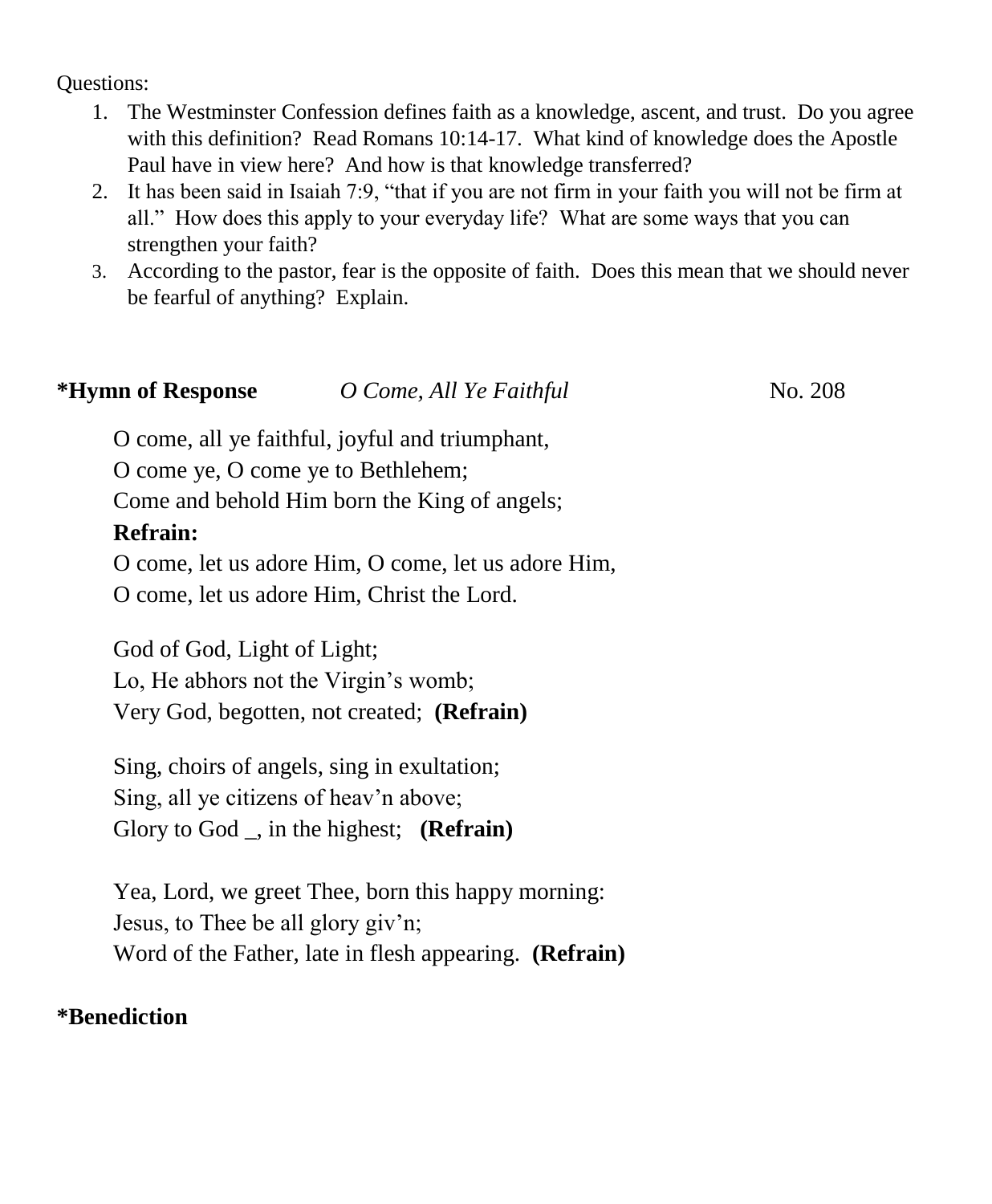Questions:

1. The Westminster Confession defines faith as a knowledge, ascent, and trust. Do you agree with this definition? Read Romans 10:14-17. What kind of knowledge does the Apostle Paul have in view here? And how is that knowledge transferred?
2. It has been said in Isaiah 7:9, "that if you are not firm in your faith you will not be firm at all." How does this apply to your everyday life? What are some ways that you can strengthen your faith?
3. According to the pastor, fear is the opposite of faith. Does this mean that we should never be fearful of anything? Explain.

**\*Hymn of Response** *O Come, All Ye Faithful* No. 208

O come, all ye faithful, joyful and triumphant,
O come ye, O come ye to Bethlehem;
Come and behold Him born the King of angels;
**Refrain:**
O come, let us adore Him, O come, let us adore Him,
O come, let us adore Him, Christ the Lord.

God of God, Light of Light;
Lo, He abhors not the Virgin's womb;
Very God, begotten, not created; **(Refrain)**

Sing, choirs of angels, sing in exultation;
Sing, all ye citizens of heav'n above;
Glory to God _, in the highest; **(Refrain)**

Yea, Lord, we greet Thee, born this happy morning:
Jesus, to Thee be all glory giv'n;
Word of the Father, late in flesh appearing. **(Refrain)**

**\*Benediction**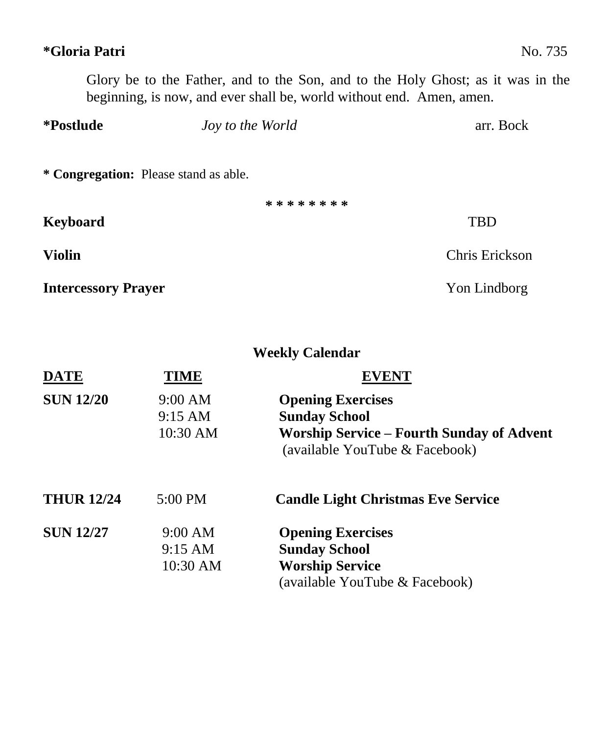**\*Gloria Patri** No. 735

Glory be to the Father, and to the Son, and to the Holy Ghost; as it was in the beginning, is now, and ever shall be, world without end. Amen, amen.

**\*Postlude** *Joy to the World* arr. Bock

**\* Congregation:** Please stand as able.

\* \* \* \* \* \* \* \*

**Keyboard** TBD

**Violin** Chris Erickson

**Intercessory Prayer** Yon Lindborg

## Weekly Calendar

| DATE | TIME | EVENT |
|---|---|---|
| **SUN 12/20** | 9:00 AM | **Opening Exercises** |
| | 9:15 AM | **Sunday School** |
| | 10:30 AM | **Worship Service – Fourth Sunday of Advent** (available YouTube & Facebook) |
| **THUR 12/24** | 5:00 PM | **Candle Light Christmas Eve Service** |
| **SUN 12/27** | 9:00 AM | **Opening Exercises** |
| | 9:15 AM | **Sunday School** |
| | 10:30 AM | **Worship Service** (available YouTube & Facebook) |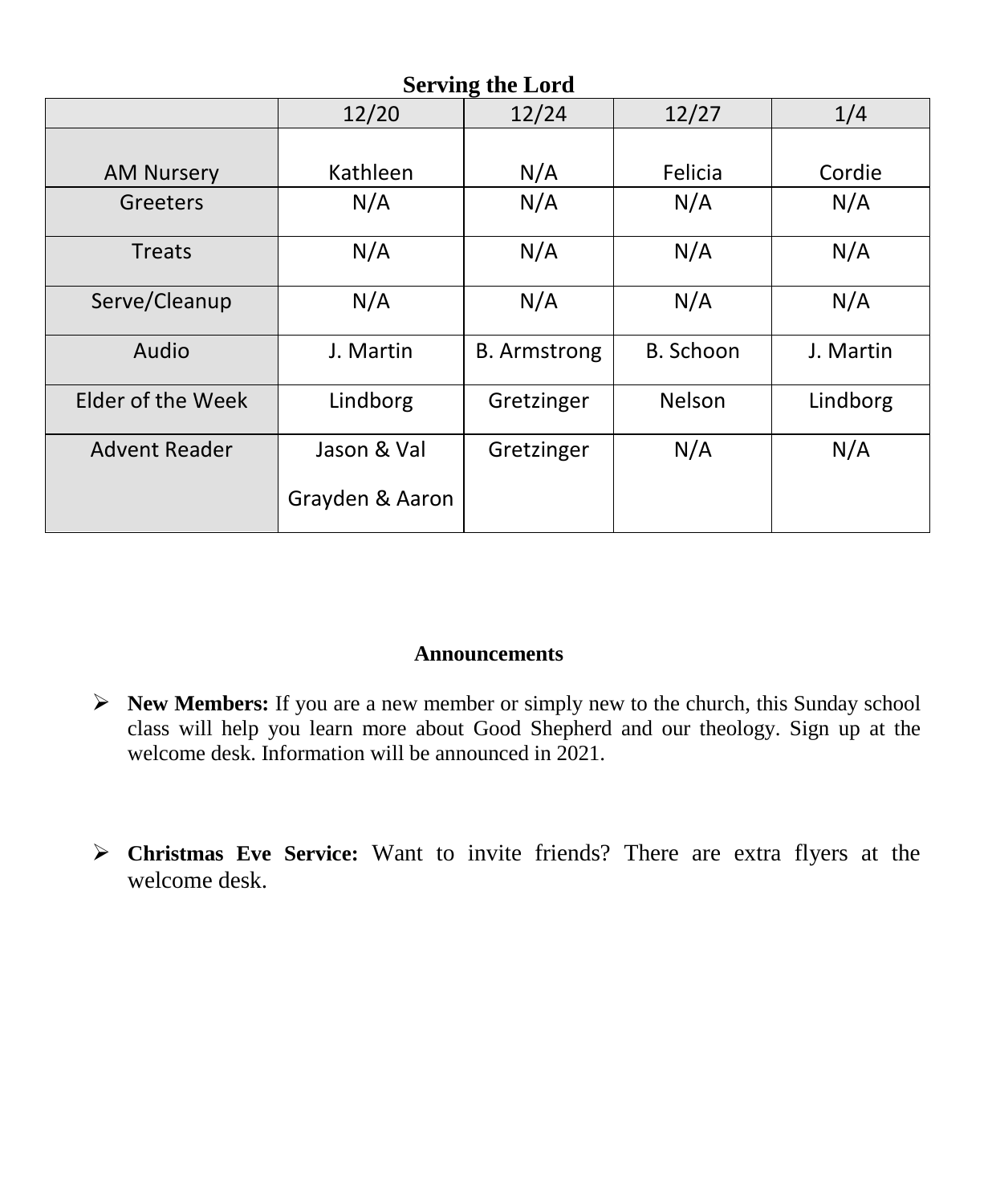## Serving the Lord

| | 12/20 | 12/24 | 12/27 | 1/4 |
|---|---|---|---|---|
| AM Nursery | Kathleen | N/A | Felicia | Cordie |
| Greeters | N/A | N/A | N/A | N/A |
| Treats | N/A | N/A | N/A | N/A |
| Serve/Cleanup | N/A | N/A | N/A | N/A |
| Audio | J. Martin | B. Armstrong | B. Schoon | J. Martin |
| Elder of the Week | Lindborg | Gretzinger | Nelson | Lindborg |
| Advent Reader | Jason & Val<br>Grayden & Aaron | Gretzinger | N/A | N/A |

## Announcements

- **New Members:** If you are a new member or simply new to the church, this Sunday school class will help you learn more about Good Shepherd and our theology. Sign up at the welcome desk. Information will be announced in 2021.

- **Christmas Eve Service:** Want to invite friends? There are extra flyers at the welcome desk.